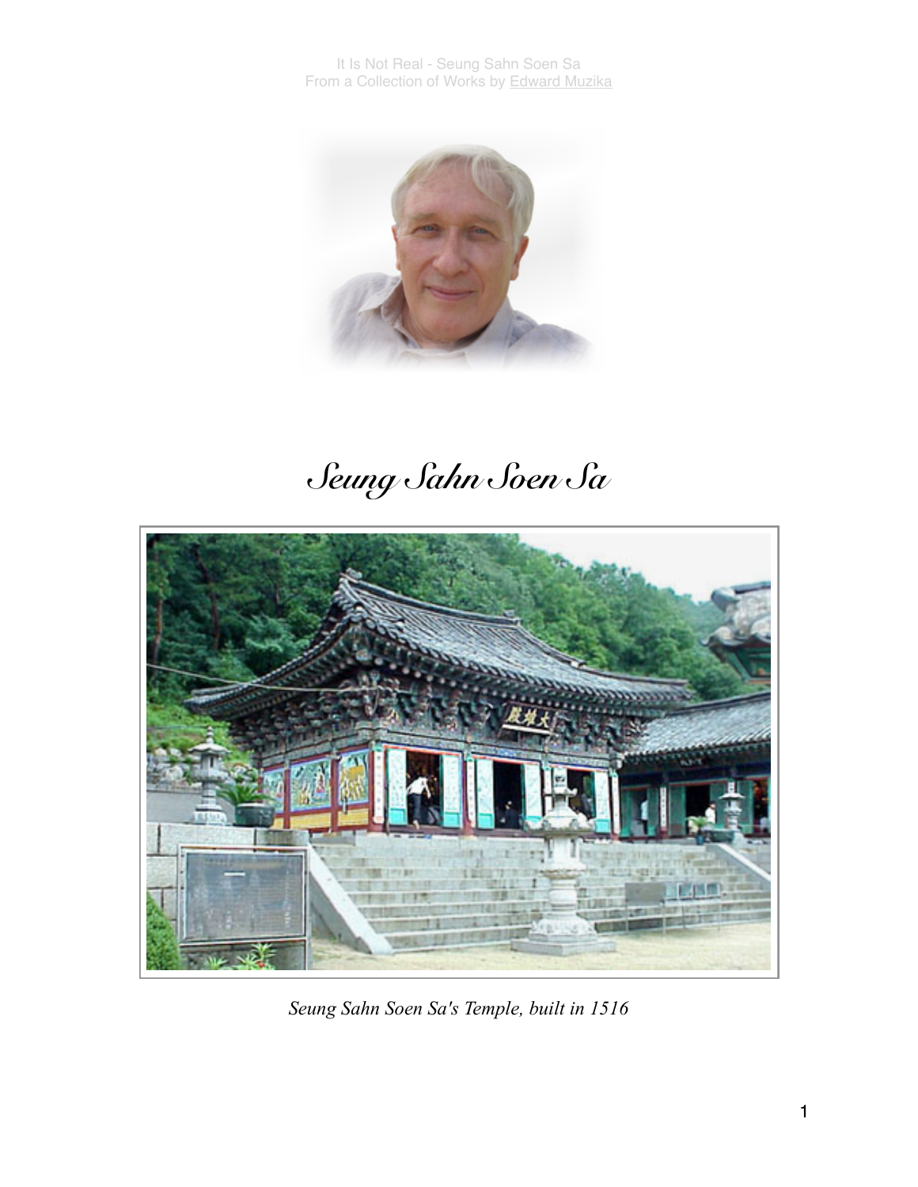# Seung Sahn Soen Sa

*Seung Sahn Soen Sa's Temple, built in 1516*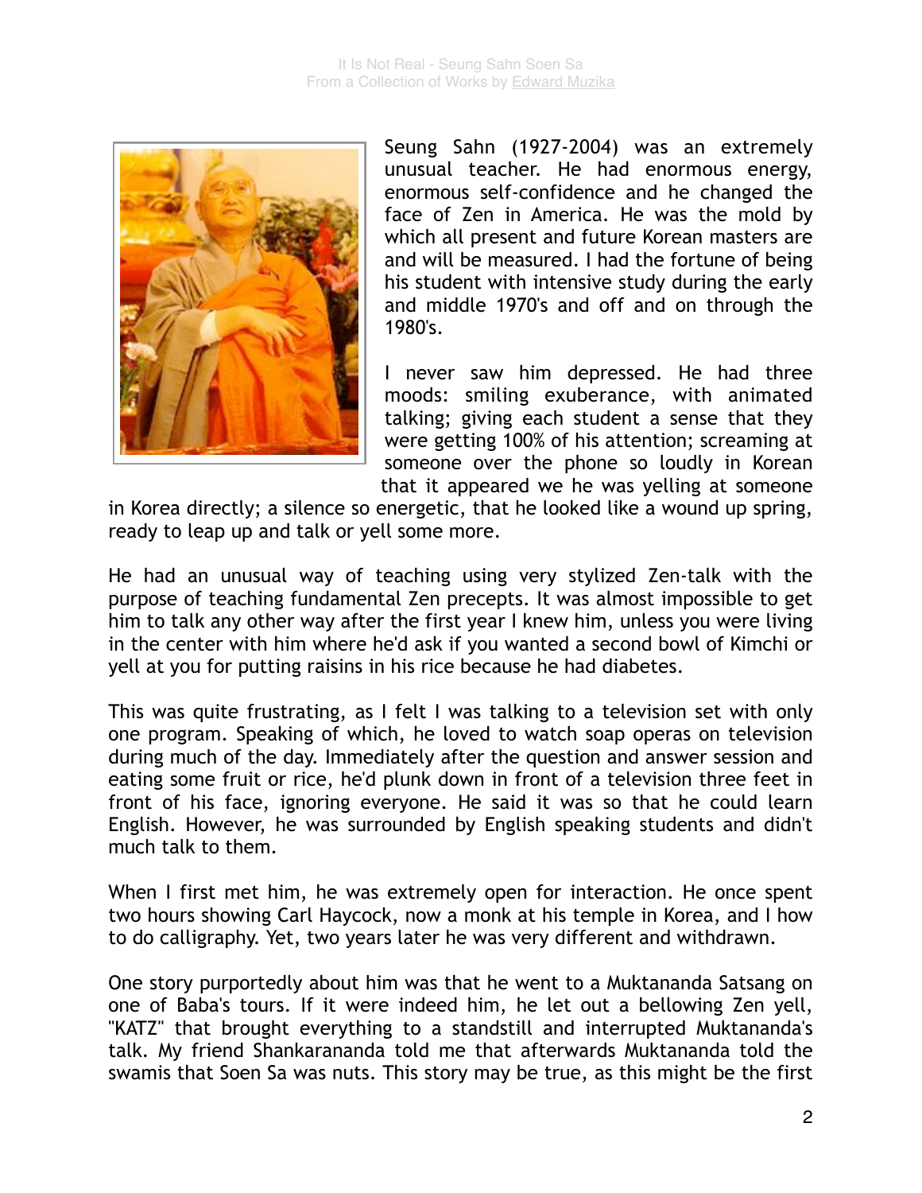Seung Sahn (1927-2004) was an extremely unusual teacher. He had enormous energy, enormous self-confidence and he changed the face of Zen in America. He was the mold by which all present and future Korean masters are and will be measured. I had the fortune of being his student with intensive study during the early and middle 1970's and off and on through the 1980's.

I never saw him depressed. He had three moods: smiling exuberance, with animated talking; giving each student a sense that they were getting 100% of his attention; screaming at someone over the phone so loudly in Korean that it appeared we he was yelling at someone in Korea directly; a silence so energetic, that he looked like a wound up spring, ready to leap up and talk or yell some more.

He had an unusual way of teaching using very stylized Zen-talk with the purpose of teaching fundamental Zen precepts. It was almost impossible to get him to talk any other way after the first year I knew him, unless you were living in the center with him where he'd ask if you wanted a second bowl of Kimchi or yell at you for putting raisins in his rice because he had diabetes.

This was quite frustrating, as I felt I was talking to a television set with only one program. Speaking of which, he loved to watch soap operas on television during much of the day. Immediately after the question and answer session and eating some fruit or rice, he'd plunk down in front of a television three feet in front of his face, ignoring everyone. He said it was so that he could learn English. However, he was surrounded by English speaking students and didn't much talk to them.

When I first met him, he was extremely open for interaction. He once spent two hours showing Carl Haycock, now a monk at his temple in Korea, and I how to do calligraphy. Yet, two years later he was very different and withdrawn.

One story purportedly about him was that he went to a Muktananda Satsang on one of Baba's tours. If it were indeed him, he let out a bellowing Zen yell, "KATZ" that brought everything to a standstill and interrupted Muktananda's talk. My friend Shankarananda told me that afterwards Muktananda told the swamis that Soen Sa was nuts. This story may be true, as this might be the first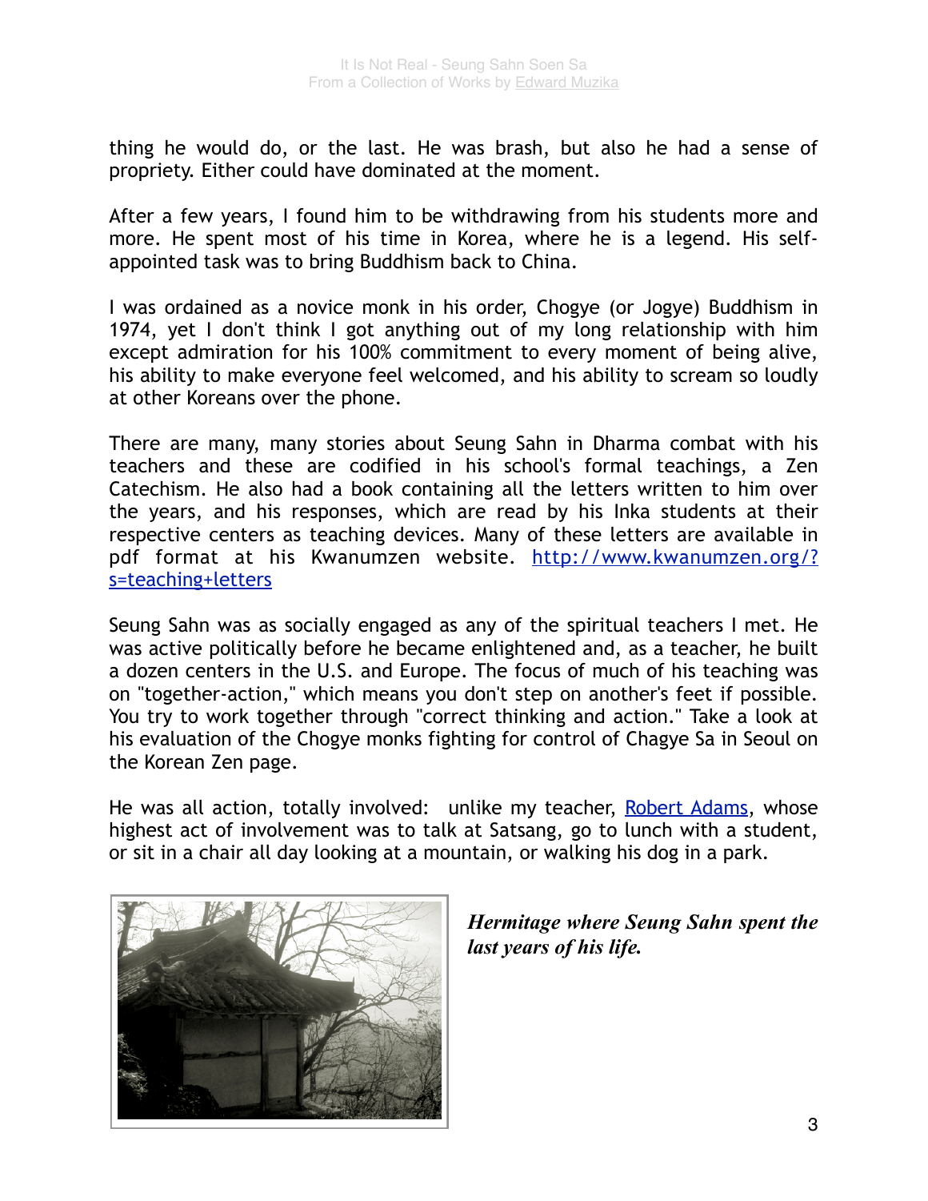thing he would do, or the last. He was brash, but also he had a sense of propriety. Either could have dominated at the moment.

After a few years, I found him to be withdrawing from his students more and more. He spent most of his time in Korea, where he is a legend. His self-appointed task was to bring Buddhism back to China.

I was ordained as a novice monk in his order, Chogye (or Jogye) Buddhism in 1974, yet I don't think I got anything out of my long relationship with him except admiration for his 100% commitment to every moment of being alive, his ability to make everyone feel welcomed, and his ability to scream so loudly at other Koreans over the phone.

There are many, many stories about Seung Sahn in Dharma combat with his teachers and these are codified in his school's formal teachings, a Zen Catechism. He also had a book containing all the letters written to him over the years, and his responses, which are read by his Inka students at their respective centers as teaching devices. Many of these letters are available in pdf format at his Kwanumzen website. [http://www.kwanumzen.org/?s=teaching+letters](http://www.kwanumzen.org/?s=teaching+letters)

Seung Sahn was as socially engaged as any of the spiritual teachers I met. He was active politically before he became enlightened and, as a teacher, he built a dozen centers in the U.S. and Europe. The focus of much of his teaching was on "together-action," which means you don't step on another's feet if possible. You try to work together through "correct thinking and action." Take a look at his evaluation of the Chogye monks fighting for control of Chagye Sa in Seoul on the Korean Zen page.

He was all action, totally involved: unlike my teacher, Robert Adams, whose highest act of involvement was to talk at Satsang, go to lunch with a student, or sit in a chair all day looking at a mountain, or walking his dog in a park.

***Hermitage where Seung Sahn spent the last years of his life.***